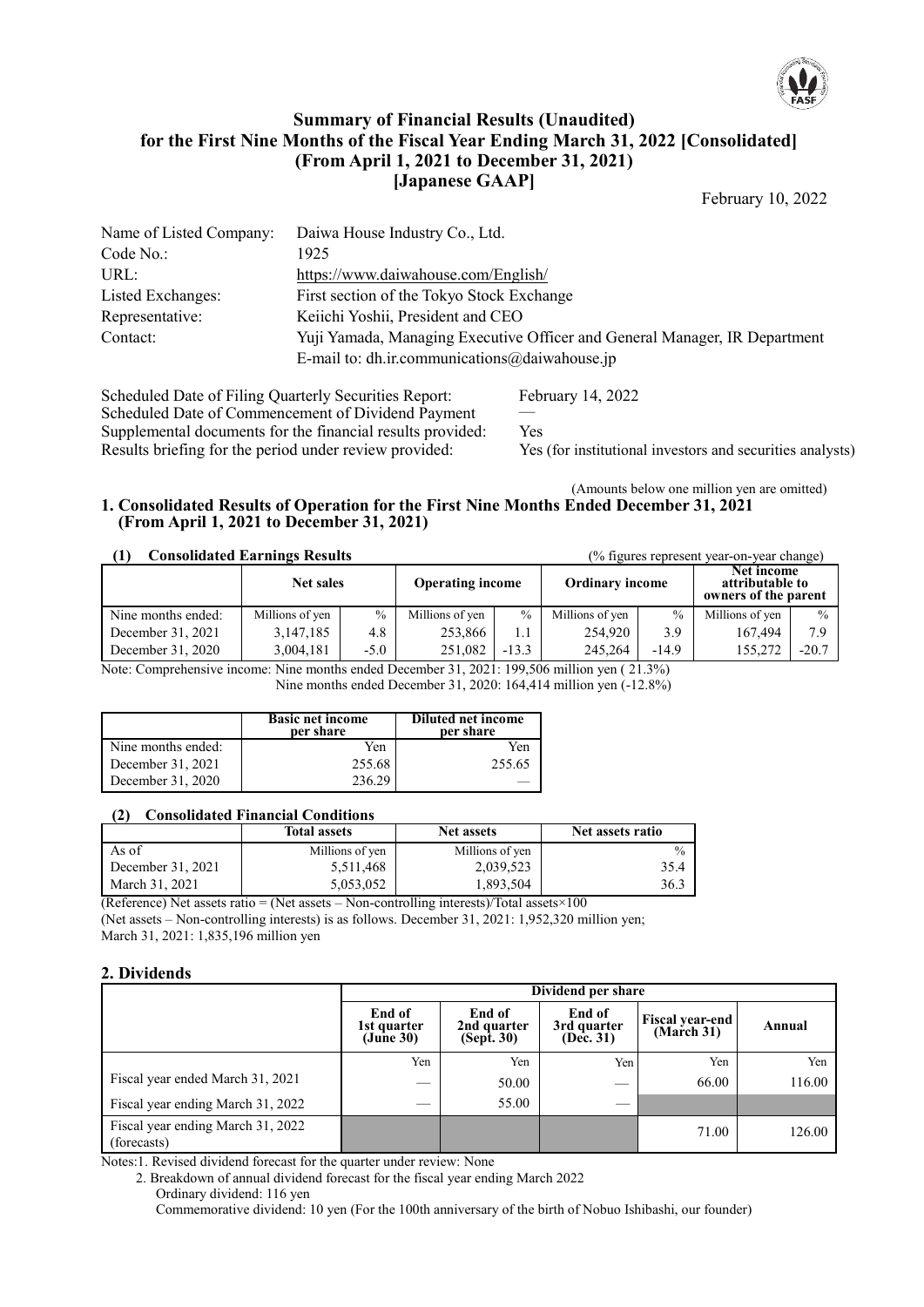# Summary of Financial Results (Unaudited) for the First Nine Months of the Fiscal Year Ending March 31, 2022 [Consolidated] (From April 1, 2021 to December 31, 2021) [Japanese GAAP]

February 10, 2022

| | |
|---|---|
| Name of Listed Company: | Daiwa House Industry Co., Ltd. |
| Code No.: | 1925 |
| URL: | https://www.daiwahouse.com/English/ |
| Listed Exchanges: | First section of the Tokyo Stock Exchange |
| Representative: | Keiichi Yoshii, President and CEO |
| Contact: | Yuji Yamada, Managing Executive Officer and General Manager, IR Department<br>E-mail to: dh.ir.communications@daiwahouse.jp |

| | |
|---|---|
| Scheduled Date of Filing Quarterly Securities Report: | February 14, 2022 |
| Scheduled Date of Commencement of Dividend Payment | — |
| Supplemental documents for the financial results provided: | Yes |
| Results briefing for the period under review provided: | Yes (for institutional investors and securities analysts) |

(Amounts below one million yen are omitted)

## 1. Consolidated Results of Operation for the First Nine Months Ended December 31, 2021 (From April 1, 2021 to December 31, 2021)

### (1) Consolidated Earnings Results

(% figures represent year-on-year change)

| | Net sales | | Operating income | | Ordinary income | | Net income attributable to owners of the parent | |
|---|---|---|---|---|---|---|---|---|
| Nine months ended: | Millions of yen | % | Millions of yen | % | Millions of yen | % | Millions of yen | % |
| December 31, 2021 | 3,147,185 | 4.8 | 253,866 | 1.1 | 254,920 | 3.9 | 167,494 | 7.9 |
| December 31, 2020 | 3,004,181 | -5.0 | 251,082 | -13.3 | 245,264 | -14.9 | 155,272 | -20.7 |

Note: Comprehensive income: Nine months ended December 31, 2021: 199,506 million yen ( 21.3%)
Nine months ended December 31, 2020: 164,414 million yen (-12.8%)

| | Basic net income per share | Diluted net income per share |
|---|---|---|
| Nine months ended: | Yen | Yen |
| December 31, 2021 | 255.68 | 255.65 |
| December 31, 2020 | 236.29 | — |

### (2) Consolidated Financial Conditions

| | Total assets | Net assets | Net assets ratio |
|---|---|---|---|
| As of | Millions of yen | Millions of yen | % |
| December 31, 2021 | 5,511,468 | 2,039,523 | 35.4 |
| March 31, 2021 | 5,053,052 | 1,893,504 | 36.3 |

(Reference) Net assets ratio = (Net assets – Non-controlling interests)/Total assets×100
(Net assets – Non-controlling interests) is as follows. December 31, 2021: 1,952,320 million yen; March 31, 2021: 1,835,196 million yen

## 2. Dividends

| | Dividend per share | | | | |
|---|---|---|---|---|---|
| | End of 1st quarter (June 30) | End of 2nd quarter (Sept. 30) | End of 3rd quarter (Dec. 31) | Fiscal year-end (March 31) | Annual |
| | Yen | Yen | Yen | Yen | Yen |
| Fiscal year ended March 31, 2021 | — | 50.00 | — | 66.00 | 116.00 |
| Fiscal year ending March 31, 2022 | — | 55.00 | — | | |
| Fiscal year ending March 31, 2022 (forecasts) | | | | 71.00 | 126.00 |

Notes:1. Revised dividend forecast for the quarter under review: None
2. Breakdown of annual dividend forecast for the fiscal year ending March 2022
Ordinary dividend: 116 yen
Commemorative dividend: 10 yen (For the 100th anniversary of the birth of Nobuo Ishibashi, our founder)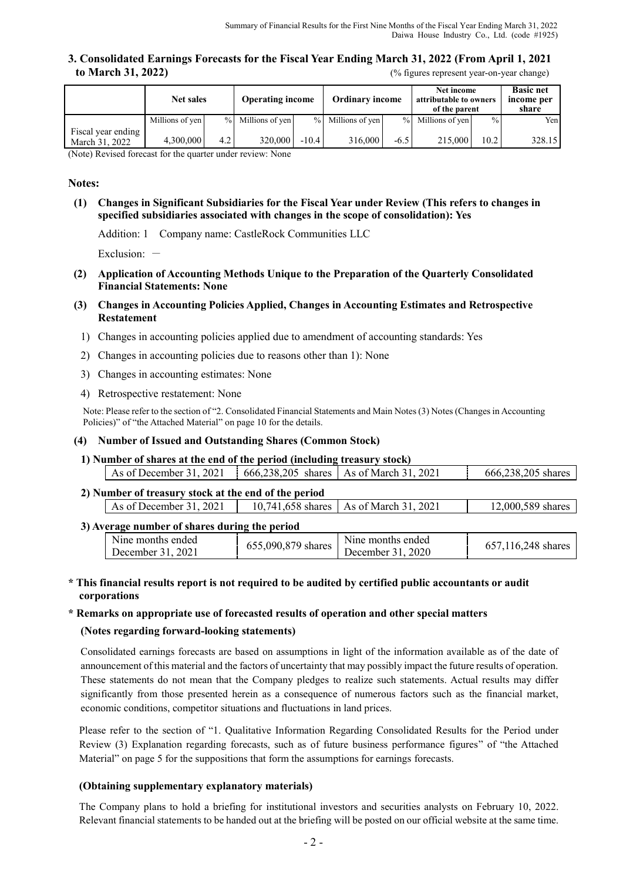## 3. Consolidated Earnings Forecasts for the Fiscal Year Ending March 31, 2022 (From April 1, 2021 to March 31, 2022)

(% figures represent year-on-year change)

| | Net sales | | Operating income | | Ordinary income | | Net income attributable to owners of the parent | | Basic net income per share |
|---|---|---|---|---|---|---|---|---|---|
| | Millions of yen | % | Millions of yen | % | Millions of yen | % | Millions of yen | % | Yen |
| Fiscal year ending March 31, 2022 | 4,300,000 | 4.2 | 320,000 | -10.4 | 316,000 | -6.5 | 215,000 | 10.2 | 328.15 |

(Note) Revised forecast for the quarter under review: None

**Notes:**

**(1) Changes in Significant Subsidiaries for the Fiscal Year under Review (This refers to changes in specified subsidiaries associated with changes in the scope of consolidation): Yes**

Addition: 1 Company name: CastleRock Communities LLC

Exclusion: －

**(2) Application of Accounting Methods Unique to the Preparation of the Quarterly Consolidated Financial Statements: None**

**(3) Changes in Accounting Policies Applied, Changes in Accounting Estimates and Retrospective Restatement**

1) Changes in accounting policies applied due to amendment of accounting standards: Yes

2) Changes in accounting policies due to reasons other than 1): None

3) Changes in accounting estimates: None

4) Retrospective restatement: None

Note: Please refer to the section of "2. Consolidated Financial Statements and Main Notes (3) Notes (Changes in Accounting Policies)" of "the Attached Material" on page 10 for the details.

**(4) Number of Issued and Outstanding Shares (Common Stock)**

**1) Number of shares at the end of the period (including treasury stock)**

| As of December 31, 2021 | 666,238,205 shares | As of March 31, 2021 | 666,238,205 shares |
|---|---|---|---|

**2) Number of treasury stock at the end of the period**

| As of December 31, 2021 | 10,741,658 shares | As of March 31, 2021 | 12,000,589 shares |
|---|---|---|---|

**3) Average number of shares during the period**

| Nine months ended December 31, 2021 | 655,090,879 shares | Nine months ended December 31, 2020 | 657,116,248 shares |
|---|---|---|---|

**\* This financial results report is not required to be audited by certified public accountants or audit corporations**

**\* Remarks on appropriate use of forecasted results of operation and other special matters**

**(Notes regarding forward-looking statements)**

Consolidated earnings forecasts are based on assumptions in light of the information available as of the date of announcement of this material and the factors of uncertainty that may possibly impact the future results of operation. These statements do not mean that the Company pledges to realize such statements. Actual results may differ significantly from those presented herein as a consequence of numerous factors such as the financial market, economic conditions, competitor situations and fluctuations in land prices.

Please refer to the section of "1. Qualitative Information Regarding Consolidated Results for the Period under Review (3) Explanation regarding forecasts, such as of future business performance figures" of "the Attached Material" on page 5 for the suppositions that form the assumptions for earnings forecasts.

**(Obtaining supplementary explanatory materials)**

The Company plans to hold a briefing for institutional investors and securities analysts on February 10, 2022. Relevant financial statements to be handed out at the briefing will be posted on our official website at the same time.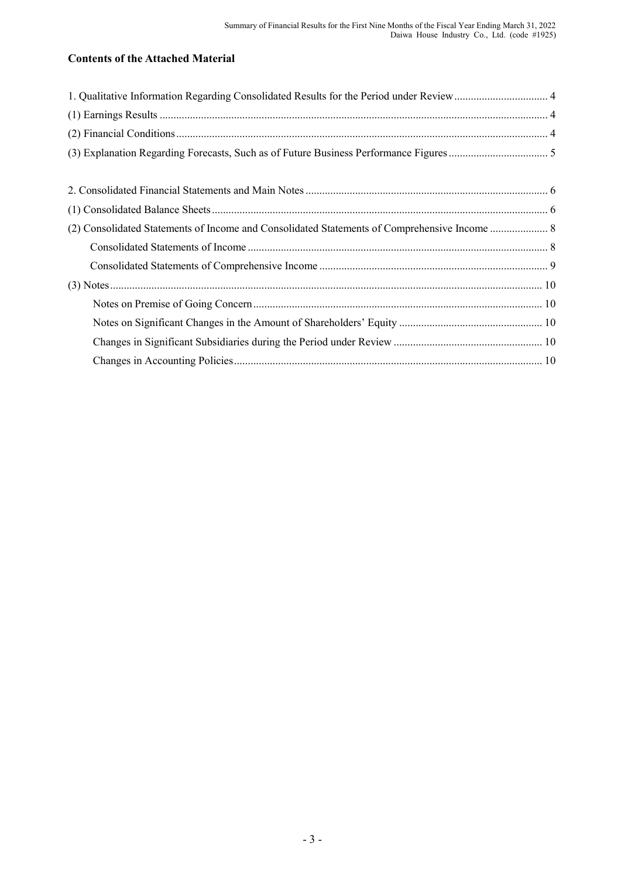## Contents of the Attached Material

1. Qualitative Information Regarding Consolidated Results for the Period under Review .................................. 4

(1) Earnings Results .................................................................................................................................. 4

(2) Financial Conditions ............................................................................................................................ 4

(3) Explanation Regarding Forecasts, Such as of Future Business Performance Figures ................................... 5

2. Consolidated Financial Statements and Main Notes ...................................................................................... 6

(1) Consolidated Balance Sheets ................................................................................................................ 6

(2) Consolidated Statements of Income and Consolidated Statements of Comprehensive Income ..................... 8

Consolidated Statements of Income ........................................................................................................ 8

Consolidated Statements of Comprehensive Income .................................................................................. 9

(3) Notes .................................................................................................................................................. 10

Notes on Premise of Going Concern ....................................................................................................... 10

Notes on Significant Changes in the Amount of Shareholders' Equity .................................................... 10

Changes in Significant Subsidiaries during the Period under Review ...................................................... 10

Changes in Accounting Policies .............................................................................................................. 10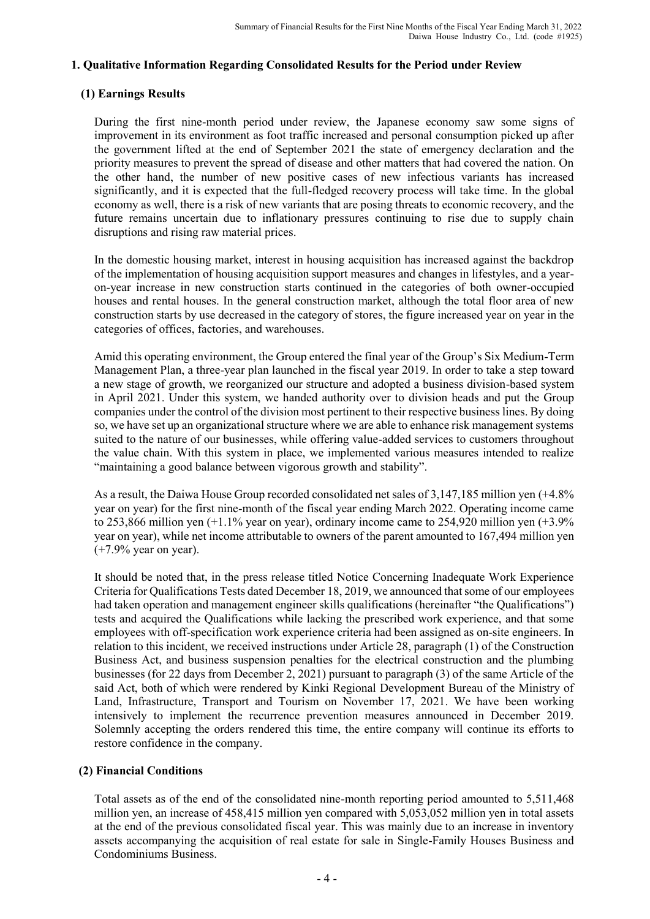## 1. Qualitative Information Regarding Consolidated Results for the Period under Review

### (1) Earnings Results

During the first nine-month period under review, the Japanese economy saw some signs of improvement in its environment as foot traffic increased and personal consumption picked up after the government lifted at the end of September 2021 the state of emergency declaration and the priority measures to prevent the spread of disease and other matters that had covered the nation. On the other hand, the number of new positive cases of new infectious variants has increased significantly, and it is expected that the full-fledged recovery process will take time. In the global economy as well, there is a risk of new variants that are posing threats to economic recovery, and the future remains uncertain due to inflationary pressures continuing to rise due to supply chain disruptions and rising raw material prices.

In the domestic housing market, interest in housing acquisition has increased against the backdrop of the implementation of housing acquisition support measures and changes in lifestyles, and a year-on-year increase in new construction starts continued in the categories of both owner-occupied houses and rental houses. In the general construction market, although the total floor area of new construction starts by use decreased in the category of stores, the figure increased year on year in the categories of offices, factories, and warehouses.

Amid this operating environment, the Group entered the final year of the Group's Six Medium-Term Management Plan, a three-year plan launched in the fiscal year 2019. In order to take a step toward a new stage of growth, we reorganized our structure and adopted a business division-based system in April 2021. Under this system, we handed authority over to division heads and put the Group companies under the control of the division most pertinent to their respective business lines. By doing so, we have set up an organizational structure where we are able to enhance risk management systems suited to the nature of our businesses, while offering value-added services to customers throughout the value chain. With this system in place, we implemented various measures intended to realize "maintaining a good balance between vigorous growth and stability".

As a result, the Daiwa House Group recorded consolidated net sales of 3,147,185 million yen (+4.8% year on year) for the first nine-month of the fiscal year ending March 2022. Operating income came to 253,866 million yen (+1.1% year on year), ordinary income came to 254,920 million yen (+3.9% year on year), while net income attributable to owners of the parent amounted to 167,494 million yen (+7.9% year on year).

It should be noted that, in the press release titled Notice Concerning Inadequate Work Experience Criteria for Qualifications Tests dated December 18, 2019, we announced that some of our employees had taken operation and management engineer skills qualifications (hereinafter "the Qualifications") tests and acquired the Qualifications while lacking the prescribed work experience, and that some employees with off-specification work experience criteria had been assigned as on-site engineers. In relation to this incident, we received instructions under Article 28, paragraph (1) of the Construction Business Act, and business suspension penalties for the electrical construction and the plumbing businesses (for 22 days from December 2, 2021) pursuant to paragraph (3) of the same Article of the said Act, both of which were rendered by Kinki Regional Development Bureau of the Ministry of Land, Infrastructure, Transport and Tourism on November 17, 2021. We have been working intensively to implement the recurrence prevention measures announced in December 2019. Solemnly accepting the orders rendered this time, the entire company will continue its efforts to restore confidence in the company.

### (2) Financial Conditions

Total assets as of the end of the consolidated nine-month reporting period amounted to 5,511,468 million yen, an increase of 458,415 million yen compared with 5,053,052 million yen in total assets at the end of the previous consolidated fiscal year. This was mainly due to an increase in inventory assets accompanying the acquisition of real estate for sale in Single-Family Houses Business and Condominiums Business.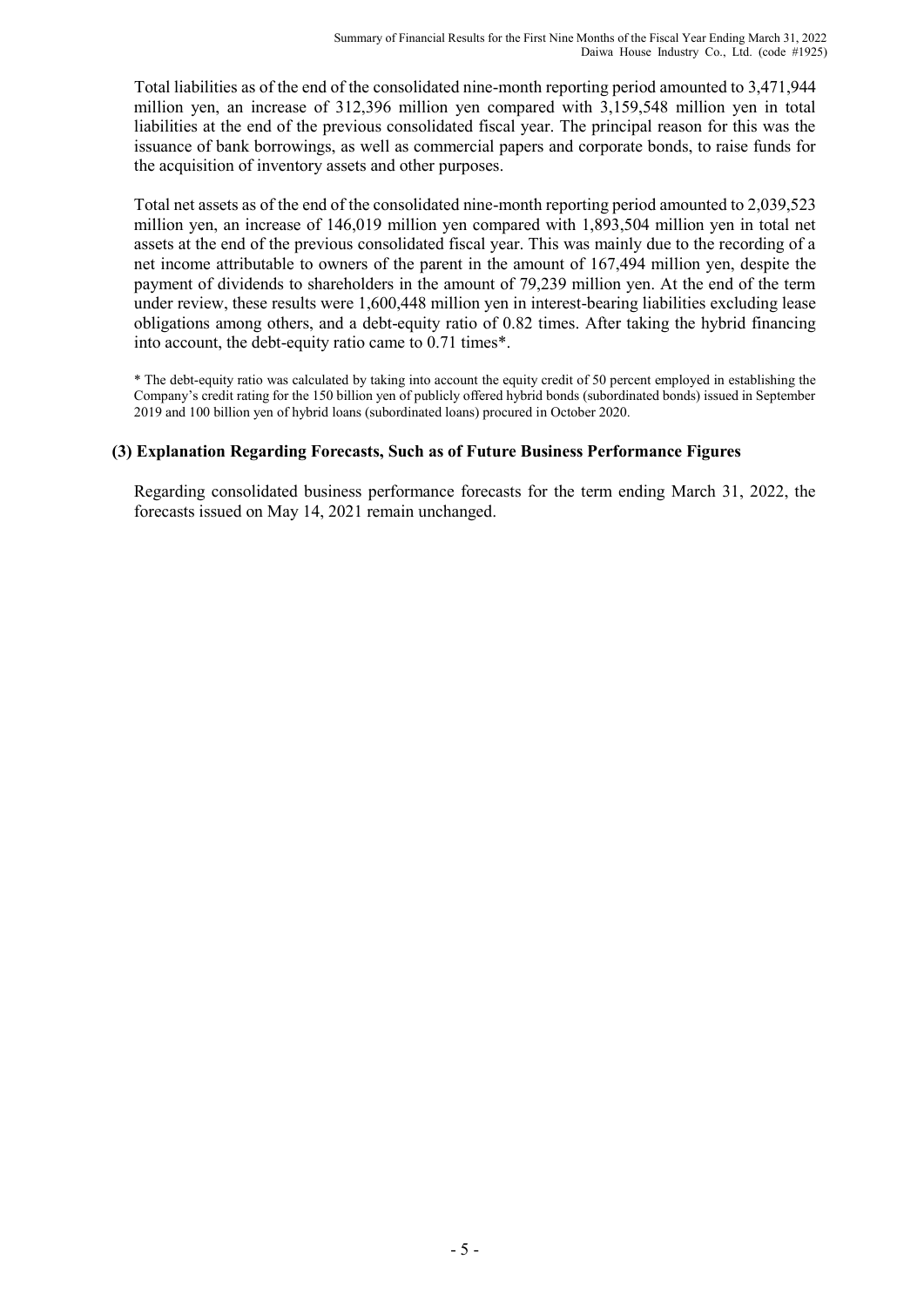Total liabilities as of the end of the consolidated nine-month reporting period amounted to 3,471,944 million yen, an increase of 312,396 million yen compared with 3,159,548 million yen in total liabilities at the end of the previous consolidated fiscal year. The principal reason for this was the issuance of bank borrowings, as well as commercial papers and corporate bonds, to raise funds for the acquisition of inventory assets and other purposes.

Total net assets as of the end of the consolidated nine-month reporting period amounted to 2,039,523 million yen, an increase of 146,019 million yen compared with 1,893,504 million yen in total net assets at the end of the previous consolidated fiscal year. This was mainly due to the recording of a net income attributable to owners of the parent in the amount of 167,494 million yen, despite the payment of dividends to shareholders in the amount of 79,239 million yen. At the end of the term under review, these results were 1,600,448 million yen in interest-bearing liabilities excluding lease obligations among others, and a debt-equity ratio of 0.82 times. After taking the hybrid financing into account, the debt-equity ratio came to 0.71 times*.

* The debt-equity ratio was calculated by taking into account the equity credit of 50 percent employed in establishing the Company's credit rating for the 150 billion yen of publicly offered hybrid bonds (subordinated bonds) issued in September 2019 and 100 billion yen of hybrid loans (subordinated loans) procured in October 2020.

### (3) Explanation Regarding Forecasts, Such as of Future Business Performance Figures

Regarding consolidated business performance forecasts for the term ending March 31, 2022, the forecasts issued on May 14, 2021 remain unchanged.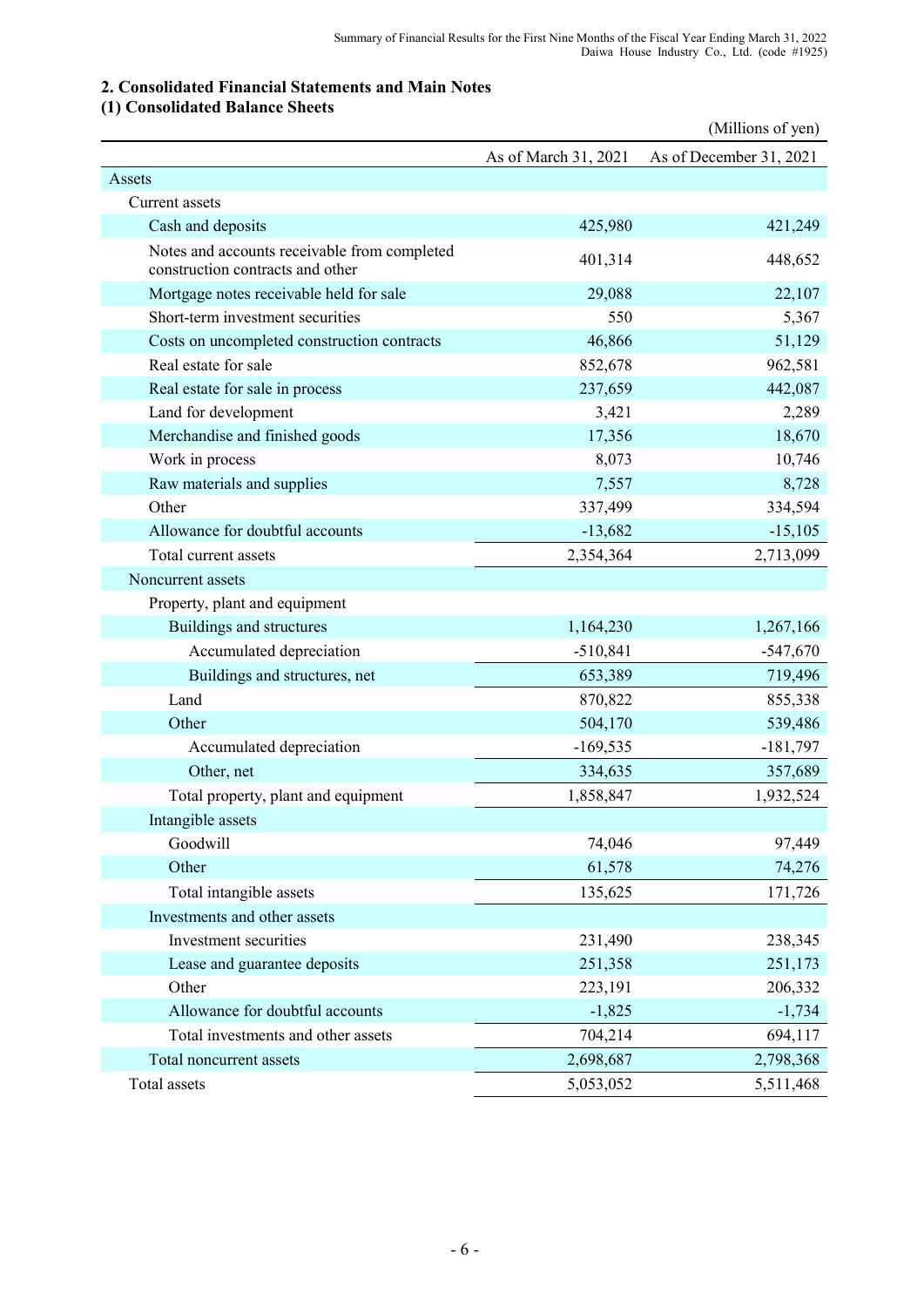## 2. Consolidated Financial Statements and Main Notes

### (1) Consolidated Balance Sheets

(Millions of yen)

| | As of March 31, 2021 | As of December 31, 2021 |
|---|---|---|
| Assets | | |
| Current assets | | |
| Cash and deposits | 425,980 | 421,249 |
| Notes and accounts receivable from completed construction contracts and other | 401,314 | 448,652 |
| Mortgage notes receivable held for sale | 29,088 | 22,107 |
| Short-term investment securities | 550 | 5,367 |
| Costs on uncompleted construction contracts | 46,866 | 51,129 |
| Real estate for sale | 852,678 | 962,581 |
| Real estate for sale in process | 237,659 | 442,087 |
| Land for development | 3,421 | 2,289 |
| Merchandise and finished goods | 17,356 | 18,670 |
| Work in process | 8,073 | 10,746 |
| Raw materials and supplies | 7,557 | 8,728 |
| Other | 337,499 | 334,594 |
| Allowance for doubtful accounts | -13,682 | -15,105 |
| Total current assets | 2,354,364 | 2,713,099 |
| Noncurrent assets | | |
| Property, plant and equipment | | |
| Buildings and structures | 1,164,230 | 1,267,166 |
| Accumulated depreciation | -510,841 | -547,670 |
| Buildings and structures, net | 653,389 | 719,496 |
| Land | 870,822 | 855,338 |
| Other | 504,170 | 539,486 |
| Accumulated depreciation | -169,535 | -181,797 |
| Other, net | 334,635 | 357,689 |
| Total property, plant and equipment | 1,858,847 | 1,932,524 |
| Intangible assets | | |
| Goodwill | 74,046 | 97,449 |
| Other | 61,578 | 74,276 |
| Total intangible assets | 135,625 | 171,726 |
| Investments and other assets | | |
| Investment securities | 231,490 | 238,345 |
| Lease and guarantee deposits | 251,358 | 251,173 |
| Other | 223,191 | 206,332 |
| Allowance for doubtful accounts | -1,825 | -1,734 |
| Total investments and other assets | 704,214 | 694,117 |
| Total noncurrent assets | 2,698,687 | 2,798,368 |
| Total assets | 5,053,052 | 5,511,468 |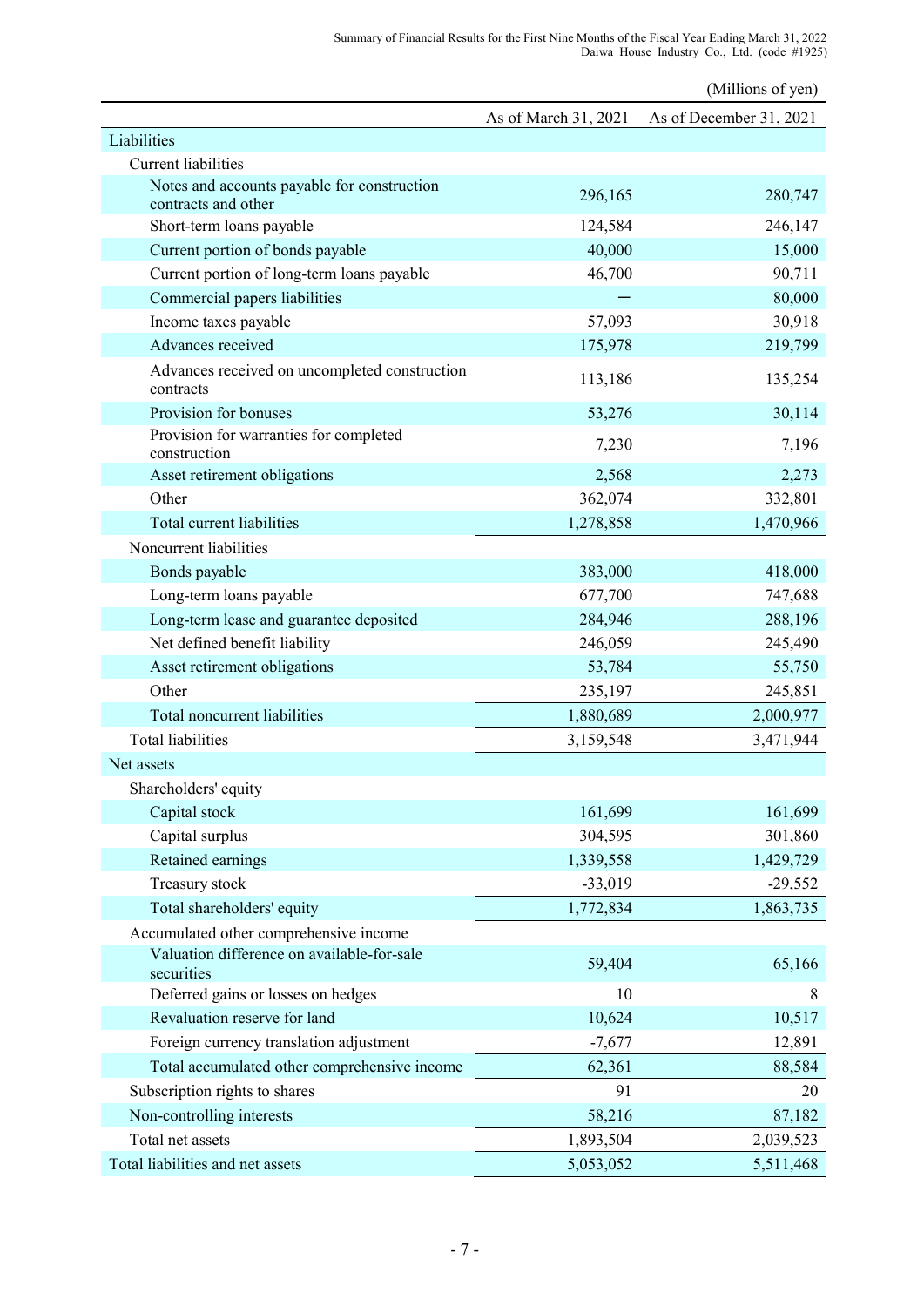(Millions of yen)

| | As of March 31, 2021 | As of December 31, 2021 |
|---|---|---|
| Liabilities | | |
| Current liabilities | | |
| Notes and accounts payable for construction contracts and other | 296,165 | 280,747 |
| Short-term loans payable | 124,584 | 246,147 |
| Current portion of bonds payable | 40,000 | 15,000 |
| Current portion of long-term loans payable | 46,700 | 90,711 |
| Commercial papers liabilities | ー | 80,000 |
| Income taxes payable | 57,093 | 30,918 |
| Advances received | 175,978 | 219,799 |
| Advances received on uncompleted construction contracts | 113,186 | 135,254 |
| Provision for bonuses | 53,276 | 30,114 |
| Provision for warranties for completed construction | 7,230 | 7,196 |
| Asset retirement obligations | 2,568 | 2,273 |
| Other | 362,074 | 332,801 |
| Total current liabilities | 1,278,858 | 1,470,966 |
| Noncurrent liabilities | | |
| Bonds payable | 383,000 | 418,000 |
| Long-term loans payable | 677,700 | 747,688 |
| Long-term lease and guarantee deposited | 284,946 | 288,196 |
| Net defined benefit liability | 246,059 | 245,490 |
| Asset retirement obligations | 53,784 | 55,750 |
| Other | 235,197 | 245,851 |
| Total noncurrent liabilities | 1,880,689 | 2,000,977 |
| Total liabilities | 3,159,548 | 3,471,944 |
| Net assets | | |
| Shareholders' equity | | |
| Capital stock | 161,699 | 161,699 |
| Capital surplus | 304,595 | 301,860 |
| Retained earnings | 1,339,558 | 1,429,729 |
| Treasury stock | -33,019 | -29,552 |
| Total shareholders' equity | 1,772,834 | 1,863,735 |
| Accumulated other comprehensive income | | |
| Valuation difference on available-for-sale securities | 59,404 | 65,166 |
| Deferred gains or losses on hedges | 10 | 8 |
| Revaluation reserve for land | 10,624 | 10,517 |
| Foreign currency translation adjustment | -7,677 | 12,891 |
| Total accumulated other comprehensive income | 62,361 | 88,584 |
| Subscription rights to shares | 91 | 20 |
| Non-controlling interests | 58,216 | 87,182 |
| Total net assets | 1,893,504 | 2,039,523 |
| Total liabilities and net assets | 5,053,052 | 5,511,468 |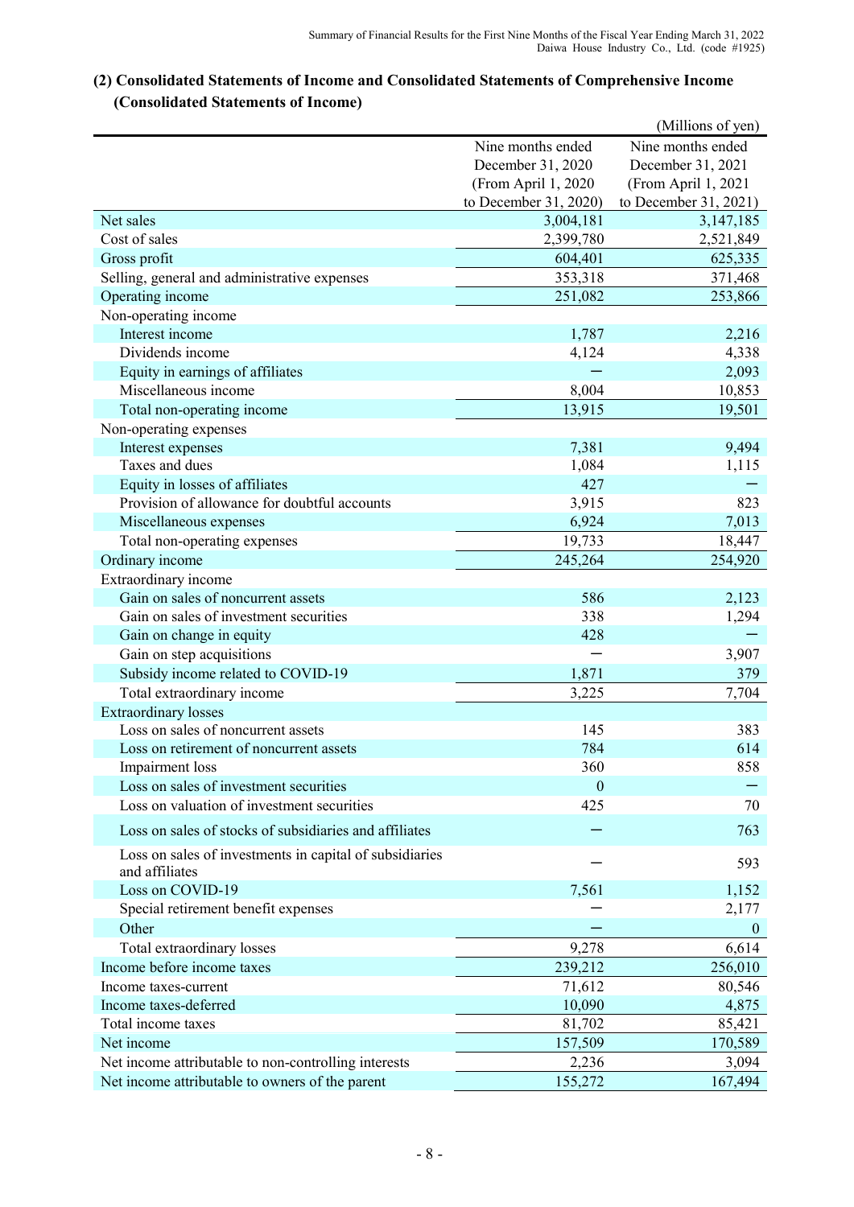## (2) Consolidated Statements of Income and Consolidated Statements of Comprehensive Income
### (Consolidated Statements of Income)

(Millions of yen)

| | Nine months ended December 31, 2020 (From April 1, 2020 to December 31, 2020) | Nine months ended December 31, 2021 (From April 1, 2021 to December 31, 2021) |
|---|---|---|
| Net sales | 3,004,181 | 3,147,185 |
| Cost of sales | 2,399,780 | 2,521,849 |
| Gross profit | 604,401 | 625,335 |
| Selling, general and administrative expenses | 353,318 | 371,468 |
| Operating income | 251,082 | 253,866 |
| Non-operating income | | |
| Interest income | 1,787 | 2,216 |
| Dividends income | 4,124 | 4,338 |
| Equity in earnings of affiliates | ― | 2,093 |
| Miscellaneous income | 8,004 | 10,853 |
| Total non-operating income | 13,915 | 19,501 |
| Non-operating expenses | | |
| Interest expenses | 7,381 | 9,494 |
| Taxes and dues | 1,084 | 1,115 |
| Equity in losses of affiliates | 427 | ― |
| Provision of allowance for doubtful accounts | 3,915 | 823 |
| Miscellaneous expenses | 6,924 | 7,013 |
| Total non-operating expenses | 19,733 | 18,447 |
| Ordinary income | 245,264 | 254,920 |
| Extraordinary income | | |
| Gain on sales of noncurrent assets | 586 | 2,123 |
| Gain on sales of investment securities | 338 | 1,294 |
| Gain on change in equity | 428 | ― |
| Gain on step acquisitions | ― | 3,907 |
| Subsidy income related to COVID-19 | 1,871 | 379 |
| Total extraordinary income | 3,225 | 7,704 |
| Extraordinary losses | | |
| Loss on sales of noncurrent assets | 145 | 383 |
| Loss on retirement of noncurrent assets | 784 | 614 |
| Impairment loss | 360 | 858 |
| Loss on sales of investment securities | 0 | ― |
| Loss on valuation of investment securities | 425 | 70 |
| Loss on sales of stocks of subsidiaries and affiliates | ― | 763 |
| Loss on sales of investments in capital of subsidiaries and affiliates | ― | 593 |
| Loss on COVID-19 | 7,561 | 1,152 |
| Special retirement benefit expenses | ― | 2,177 |
| Other | ― | 0 |
| Total extraordinary losses | 9,278 | 6,614 |
| Income before income taxes | 239,212 | 256,010 |
| Income taxes-current | 71,612 | 80,546 |
| Income taxes-deferred | 10,090 | 4,875 |
| Total income taxes | 81,702 | 85,421 |
| Net income | 157,509 | 170,589 |
| Net income attributable to non-controlling interests | 2,236 | 3,094 |
| Net income attributable to owners of the parent | 155,272 | 167,494 |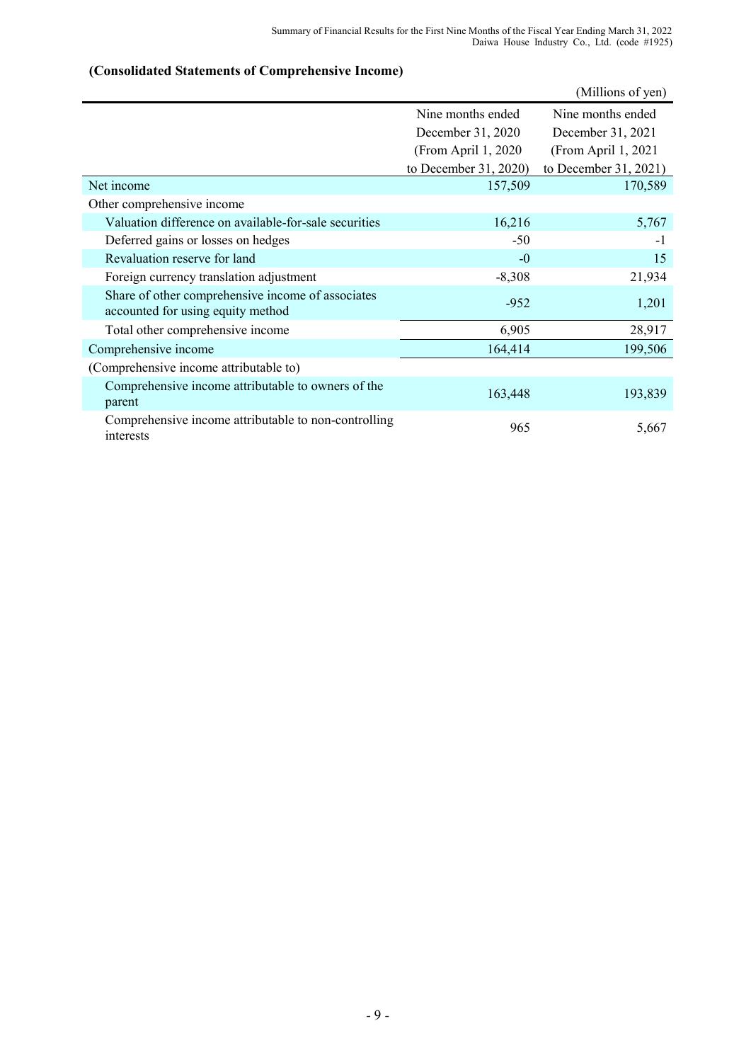### (Consolidated Statements of Comprehensive Income)

(Millions of yen)

| | Nine months ended December 31, 2020 (From April 1, 2020 to December 31, 2020) | Nine months ended December 31, 2021 (From April 1, 2021 to December 31, 2021) |
|---|---|---|
| Net income | 157,509 | 170,589 |
| Other comprehensive income | | |
| Valuation difference on available-for-sale securities | 16,216 | 5,767 |
| Deferred gains or losses on hedges | -50 | -1 |
| Revaluation reserve for land | -0 | 15 |
| Foreign currency translation adjustment | -8,308 | 21,934 |
| Share of other comprehensive income of associates accounted for using equity method | -952 | 1,201 |
| Total other comprehensive income | 6,905 | 28,917 |
| Comprehensive income | 164,414 | 199,506 |
| (Comprehensive income attributable to) | | |
| Comprehensive income attributable to owners of the parent | 163,448 | 193,839 |
| Comprehensive income attributable to non-controlling interests | 965 | 5,667 |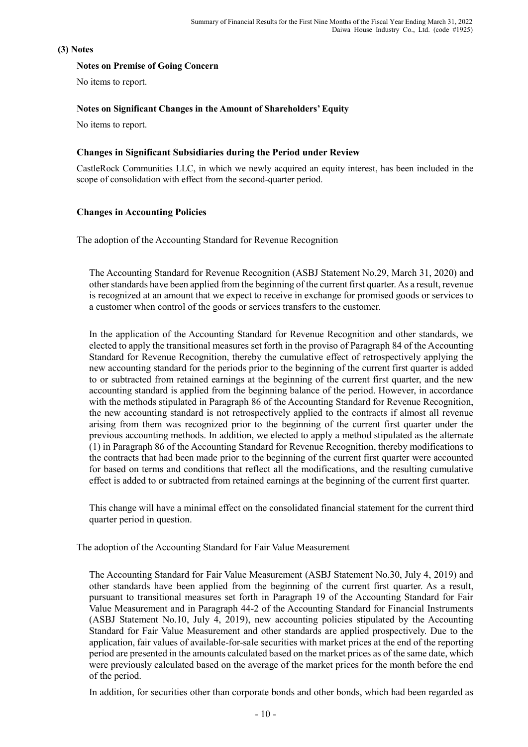### (3) Notes

#### Notes on Premise of Going Concern

No items to report.

#### Notes on Significant Changes in the Amount of Shareholders' Equity

No items to report.

#### Changes in Significant Subsidiaries during the Period under Review

CastleRock Communities LLC, in which we newly acquired an equity interest, has been included in the scope of consolidation with effect from the second-quarter period.

#### Changes in Accounting Policies

The adoption of the Accounting Standard for Revenue Recognition

The Accounting Standard for Revenue Recognition (ASBJ Statement No.29, March 31, 2020) and other standards have been applied from the beginning of the current first quarter. As a result, revenue is recognized at an amount that we expect to receive in exchange for promised goods or services to a customer when control of the goods or services transfers to the customer.

In the application of the Accounting Standard for Revenue Recognition and other standards, we elected to apply the transitional measures set forth in the proviso of Paragraph 84 of the Accounting Standard for Revenue Recognition, thereby the cumulative effect of retrospectively applying the new accounting standard for the periods prior to the beginning of the current first quarter is added to or subtracted from retained earnings at the beginning of the current first quarter, and the new accounting standard is applied from the beginning balance of the period. However, in accordance with the methods stipulated in Paragraph 86 of the Accounting Standard for Revenue Recognition, the new accounting standard is not retrospectively applied to the contracts if almost all revenue arising from them was recognized prior to the beginning of the current first quarter under the previous accounting methods. In addition, we elected to apply a method stipulated as the alternate (1) in Paragraph 86 of the Accounting Standard for Revenue Recognition, thereby modifications to the contracts that had been made prior to the beginning of the current first quarter were accounted for based on terms and conditions that reflect all the modifications, and the resulting cumulative effect is added to or subtracted from retained earnings at the beginning of the current first quarter.

This change will have a minimal effect on the consolidated financial statement for the current third quarter period in question.

The adoption of the Accounting Standard for Fair Value Measurement

The Accounting Standard for Fair Value Measurement (ASBJ Statement No.30, July 4, 2019) and other standards have been applied from the beginning of the current first quarter. As a result, pursuant to transitional measures set forth in Paragraph 19 of the Accounting Standard for Fair Value Measurement and in Paragraph 44-2 of the Accounting Standard for Financial Instruments (ASBJ Statement No.10, July 4, 2019), new accounting policies stipulated by the Accounting Standard for Fair Value Measurement and other standards are applied prospectively. Due to the application, fair values of available-for-sale securities with market prices at the end of the reporting period are presented in the amounts calculated based on the market prices as of the same date, which were previously calculated based on the average of the market prices for the month before the end of the period.

In addition, for securities other than corporate bonds and other bonds, which had been regarded as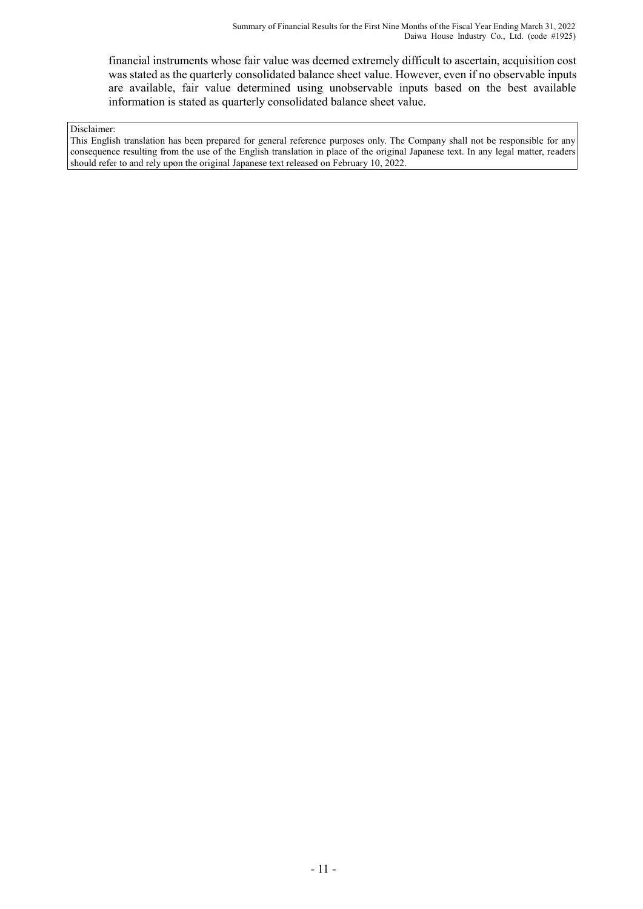financial instruments whose fair value was deemed extremely difficult to ascertain, acquisition cost was stated as the quarterly consolidated balance sheet value. However, even if no observable inputs are available, fair value determined using unobservable inputs based on the best available information is stated as quarterly consolidated balance sheet value.

Disclaimer:
This English translation has been prepared for general reference purposes only. The Company shall not be responsible for any consequence resulting from the use of the English translation in place of the original Japanese text. In any legal matter, readers should refer to and rely upon the original Japanese text released on February 10, 2022.